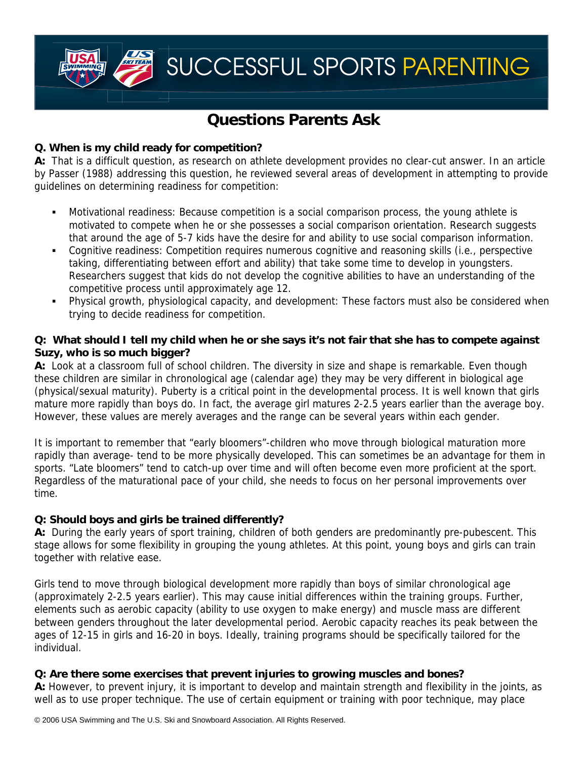# SUCCESSFUL SPORTS PARENTING

## Questions Parents Ask

**Q. When is my child ready for competition?**

**A:** That is a difficult question, as research on athlete development provides no clear-cut answer. In an article by Passer (1988) addressing this question, he reviewed several areas of development in attempting to provide guidelines on determining readiness for competition:

- Motivational readiness: Because competition is a social comparison process, the young athlete is motivated to compete when he or she possesses a social comparison orientation. Research suggests that around the age of 5-7 kids have the desire for and ability to use social comparison information.
- Cognitive readiness: Competition requires numerous cognitive and reasoning skills (i.e., perspective taking, differentiating between effort and ability) that take some time to develop in youngsters. Researchers suggest that kids do not develop the cognitive abilities to have an understanding of the competitive process until approximately age 12.
- Physical growth, physiological capacity, and development: These factors must also be considered when trying to decide readiness for competition.

**Q: What should I tell my child when he or she says it's not fair that she has to compete against Suzy, who is so much bigger?**

**A:** Look at a classroom full of school children. The diversity in size and shape is remarkable. Even though these children are similar in chronological age (calendar age) they may be very different in biological age (physical/sexual maturity). Puberty is a critical point in the developmental process. It is well known that girls mature more rapidly than boys do. In fact, the average girl matures 2-2.5 years earlier than the average boy. However, these values are merely averages and the range can be several years within each gender.

It is important to remember that "early bloomers"-children who move through biological maturation more rapidly than average- tend to be more physically developed. This can sometimes be an advantage for them in sports. "Late bloomers" tend to catch-up over time and will often become even more proficient at the sport. Regardless of the maturational pace of your child, she needs to focus on her personal improvements over time.

**Q: Should boys and girls be trained differently?**

**A:** During the early years of sport training, children of both genders are predominantly pre-pubescent. This stage allows for some flexibility in grouping the young athletes. At this point, young boys and girls can train together with relative ease.

Girls tend to move through biological development more rapidly than boys of similar chronological age (approximately 2-2.5 years earlier). This may cause initial differences within the training groups. Further, elements such as aerobic capacity (ability to use oxygen to make energy) and muscle mass are different between genders throughout the later developmental period. Aerobic capacity reaches its peak between the ages of 12-15 in girls and 16-20 in boys. Ideally, training programs should be specifically tailored for the individual.

**Q: Are there some exercises that prevent injuries to growing muscles and bones?**

**A:** However, to prevent injury, it is important to develop and maintain strength and flexibility in the joints, as well as to use proper technique. The use of certain equipment or training with poor technique, may place

© 2006 USA Swimming and The U.S. Ski and Snowboard Association. All Rights Reserved.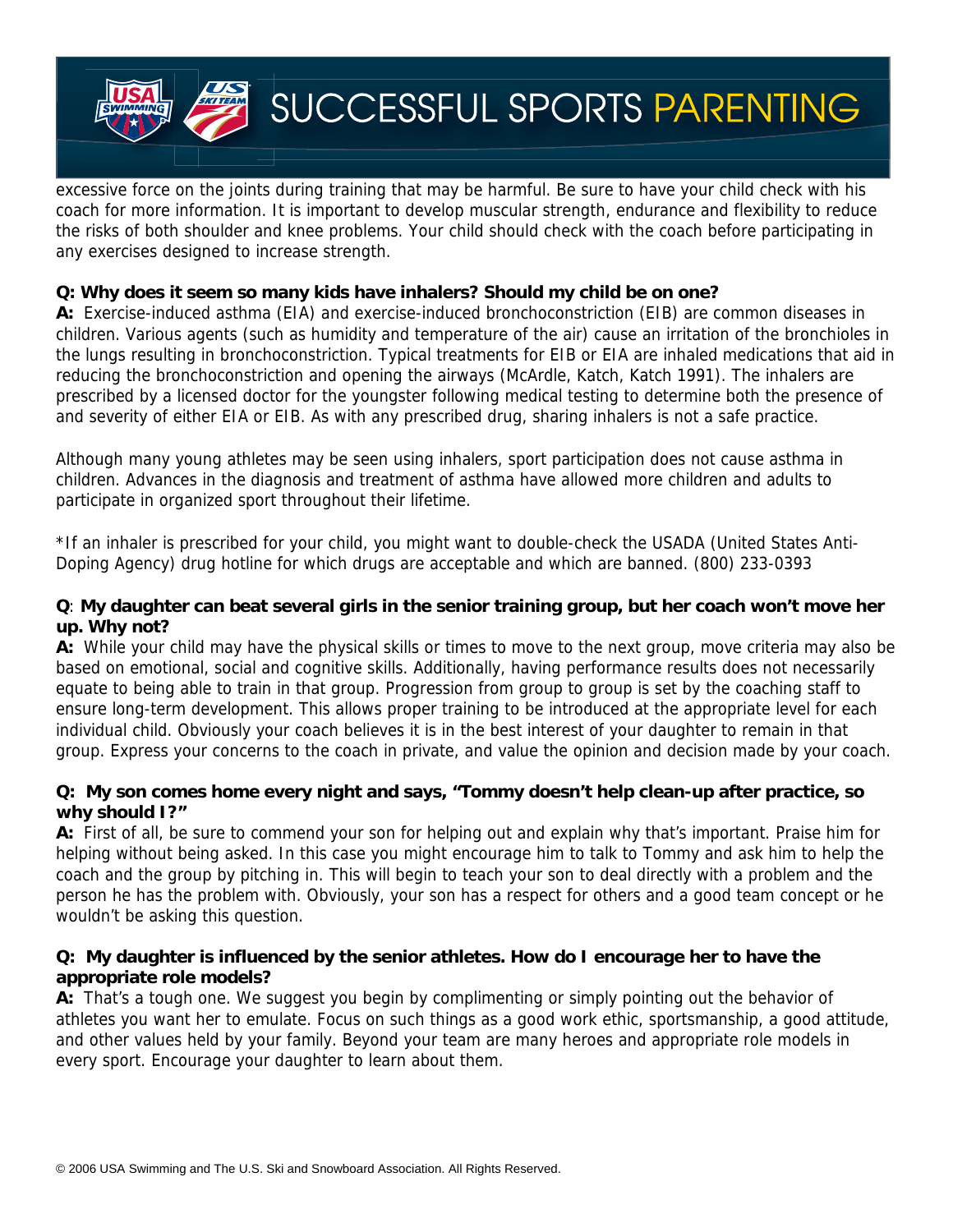excessive force on the joints during training that may be harmful. Be sure to have your child check with his coach for more information. It is important to develop muscular strength, endurance and flexibility to reduce the risks of both shoulder and knee problems. Your child should check with the coach before participating in any exercises designed to increase strength.

**Q: Why does it seem so many kids have inhalers? Should my child be on one?**
**A:** Exercise-induced asthma (EIA) and exercise-induced bronchoconstriction (EIB) are common diseases in children. Various agents (such as humidity and temperature of the air) cause an irritation of the bronchioles in the lungs resulting in bronchoconstriction. Typical treatments for EIB or EIA are inhaled medications that aid in reducing the bronchoconstriction and opening the airways (McArdle, Katch, Katch 1991). The inhalers are prescribed by a licensed doctor for the youngster following medical testing to determine both the presence of and severity of either EIA or EIB. As with any prescribed drug, sharing inhalers is not a safe practice.

Although many young athletes may be seen using inhalers, sport participation does not cause asthma in children. Advances in the diagnosis and treatment of asthma have allowed more children and adults to participate in organized sport throughout their lifetime.

*If an inhaler is prescribed for your child, you might want to double-check the USADA (United States Anti-Doping Agency) drug hotline for which drugs are acceptable and which are banned. (800) 233-0393

**Q**: **My daughter can beat several girls in the senior training group, but her coach won't move her up. Why not?**
**A:** While your child may have the physical skills or times to move to the next group, move criteria may also be based on emotional, social and cognitive skills. Additionally, having performance results does not necessarily equate to being able to train in that group. Progression from group to group is set by the coaching staff to ensure long-term development. This allows proper training to be introduced at the appropriate level for each individual child. Obviously your coach believes it is in the best interest of your daughter to remain in that group. Express your concerns to the coach in private, and value the opinion and decision made by your coach.

**Q: My son comes home every night and says, "Tommy doesn't help clean-up after practice, so why should I?"**
**A:** First of all, be sure to commend your son for helping out and explain why that's important. Praise him for helping without being asked. In this case you might encourage him to talk to Tommy and ask him to help the coach and the group by pitching in. This will begin to teach your son to deal directly with a problem and the person he has the problem with. Obviously, your son has a respect for others and a good team concept or he wouldn't be asking this question.

**Q: My daughter is influenced by the senior athletes. How do I encourage her to have the appropriate role models?**
**A:** That's a tough one. We suggest you begin by complimenting or simply pointing out the behavior of athletes you want her to emulate. Focus on such things as a good work ethic, sportsmanship, a good attitude, and other values held by your family. Beyond your team are many heroes and appropriate role models in every sport. Encourage your daughter to learn about them.

© 2006 USA Swimming and The U.S. Ski and Snowboard Association. All Rights Reserved.